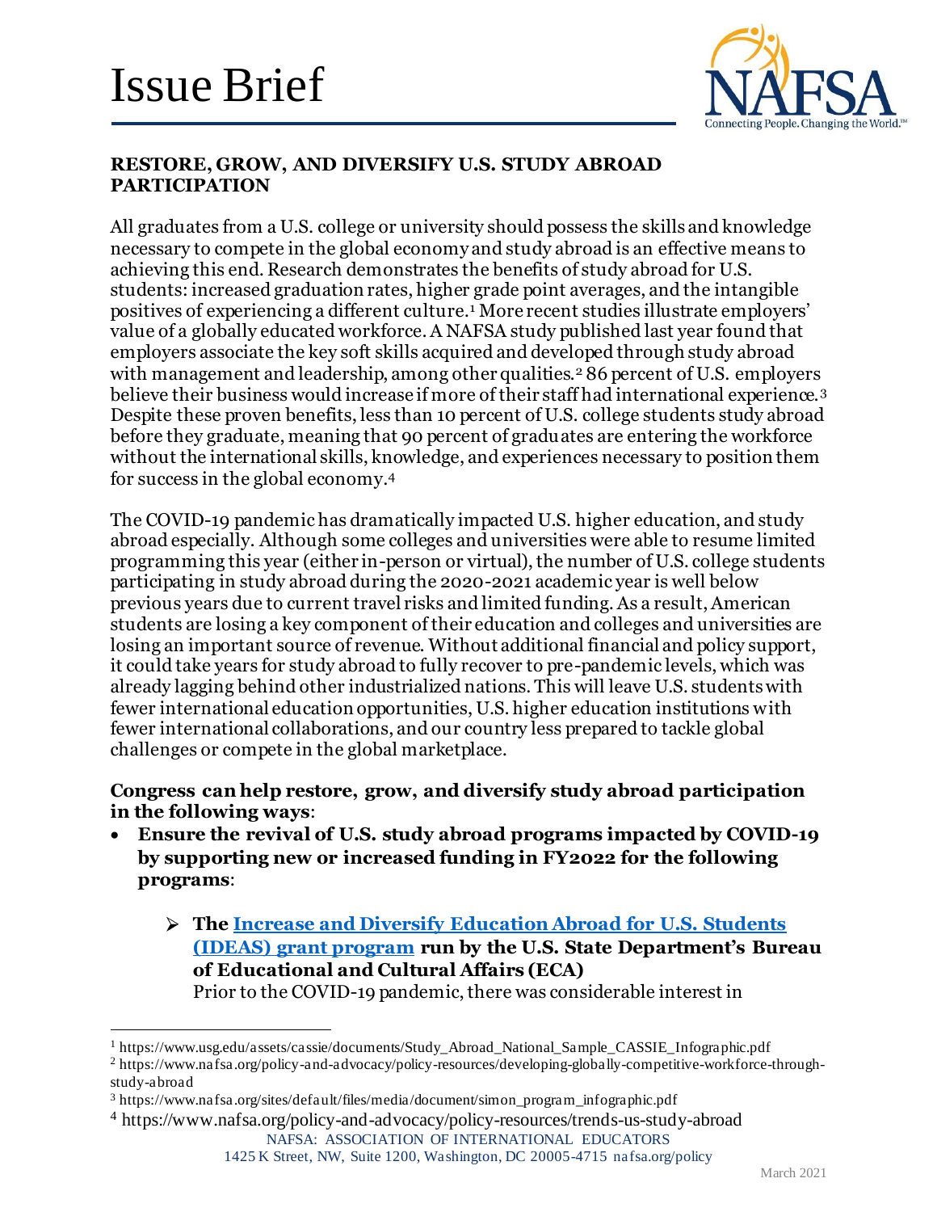# Issue Brief

## RESTORE, GROW, AND DIVERSIFY U.S. STUDY ABROAD PARTICIPATION

All graduates from a U.S. college or university should possess the skills and knowledge necessary to compete in the global economy and study abroad is an effective means to achieving this end. Research demonstrates the benefits of study abroad for U.S. students: increased graduation rates, higher grade point averages, and the intangible positives of experiencing a different culture.[1] More recent studies illustrate employers' value of a globally educated workforce. A NAFSA study published last year found that employers associate the key soft skills acquired and developed through study abroad with management and leadership, among other qualities.[2] 86 percent of U.S. employers believe their business would increase if more of their staff had international experience.[3] Despite these proven benefits, less than 10 percent of U.S. college students study abroad before they graduate, meaning that 90 percent of graduates are entering the workforce without the international skills, knowledge, and experiences necessary to position them for success in the global economy.[4]

The COVID-19 pandemic has dramatically impacted U.S. higher education, and study abroad especially. Although some colleges and universities were able to resume limited programming this year (either in-person or virtual), the number of U.S. college students participating in study abroad during the 2020-2021 academic year is well below previous years due to current travel risks and limited funding. As a result, American students are losing a key component of their education and colleges and universities are losing an important source of revenue. Without additional financial and policy support, it could take years for study abroad to fully recover to pre-pandemic levels, which was already lagging behind other industrialized nations. This will leave U.S. students with fewer international education opportunities, U.S. higher education institutions with fewer international collaborations, and our country less prepared to tackle global challenges or compete in the global marketplace.

**Congress can help restore, grow, and diversify study abroad participation in the following ways**:

- **Ensure the revival of U.S. study abroad programs impacted by COVID-19 by supporting new or increased funding in FY2022 for the following programs**:
  - **The Increase and Diversify Education Abroad for U.S. Students (IDEAS) grant program run by the U.S. State Department's Bureau of Educational and Cultural Affairs (ECA)**
    Prior to the COVID-19 pandemic, there was considerable interest in

---

[1] https://www.usg.edu/assets/cassie/documents/Study_Abroad_National_Sample_CASSIE_Infographic.pdf

[2] https://www.nafsa.org/policy-and-advocacy/policy-resources/developing-globally-competitive-workforce-through-study-abroad

[3] https://www.nafsa.org/sites/default/files/media/document/simon_program_infographic.pdf

[4] https://www.nafsa.org/policy-and-advocacy/policy-resources/trends-us-study-abroad

NAFSA: ASSOCIATION OF INTERNATIONAL EDUCATORS
1425 K Street, NW, Suite 1200, Washington, DC 20005-4715 nafsa.org/policy

March 2021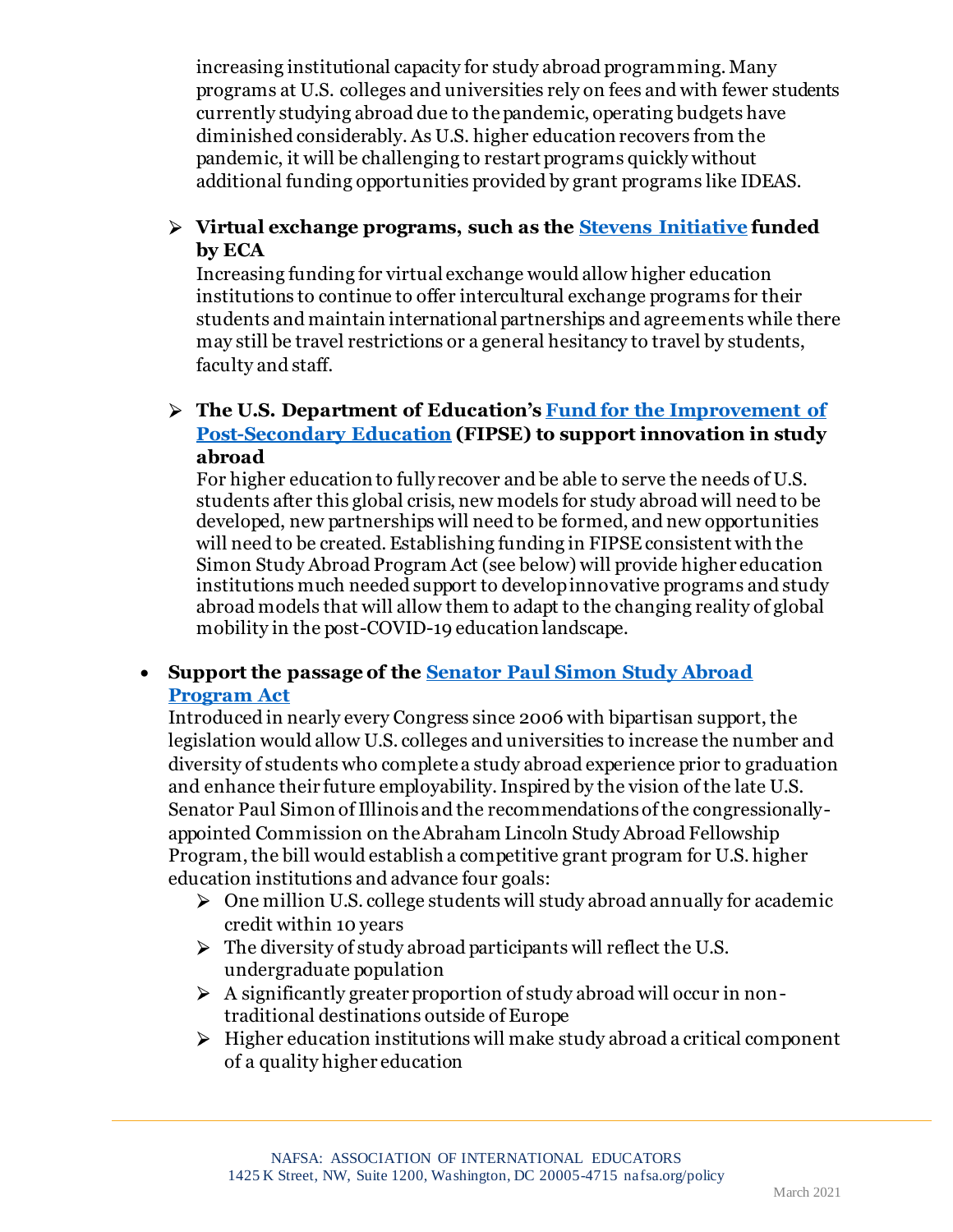increasing institutional capacity for study abroad programming. Many programs at U.S. colleges and universities rely on fees and with fewer students currently studying abroad due to the pandemic, operating budgets have diminished considerably. As U.S. higher education recovers from the pandemic, it will be challenging to restart programs quickly without additional funding opportunities provided by grant programs like IDEAS.

- **Virtual exchange programs, such as the Stevens Initiative funded by ECA**
  Increasing funding for virtual exchange would allow higher education institutions to continue to offer intercultural exchange programs for their students and maintain international partnerships and agreements while there may still be travel restrictions or a general hesitancy to travel by students, faculty and staff.

- **The U.S. Department of Education's Fund for the Improvement of Post-Secondary Education (FIPSE) to support innovation in study abroad**
  For higher education to fully recover and be able to serve the needs of U.S. students after this global crisis, new models for study abroad will need to be developed, new partnerships will need to be formed, and new opportunities will need to be created. Establishing funding in FIPSE consistent with the Simon Study Abroad Program Act (see below) will provide higher education institutions much needed support to develop innovative programs and study abroad models that will allow them to adapt to the changing reality of global mobility in the post-COVID-19 education landscape.

- **Support the passage of the Senator Paul Simon Study Abroad Program Act**
  Introduced in nearly every Congress since 2006 with bipartisan support, the legislation would allow U.S. colleges and universities to increase the number and diversity of students who complete a study abroad experience prior to graduation and enhance their future employability. Inspired by the vision of the late U.S. Senator Paul Simon of Illinois and the recommendations of the congressionally-appointed Commission on the Abraham Lincoln Study Abroad Fellowship Program, the bill would establish a competitive grant program for U.S. higher education institutions and advance four goals:
  - One million U.S. college students will study abroad annually for academic credit within 10 years
  - The diversity of study abroad participants will reflect the U.S. undergraduate population
  - A significantly greater proportion of study abroad will occur in non-traditional destinations outside of Europe
  - Higher education institutions will make study abroad a critical component of a quality higher education